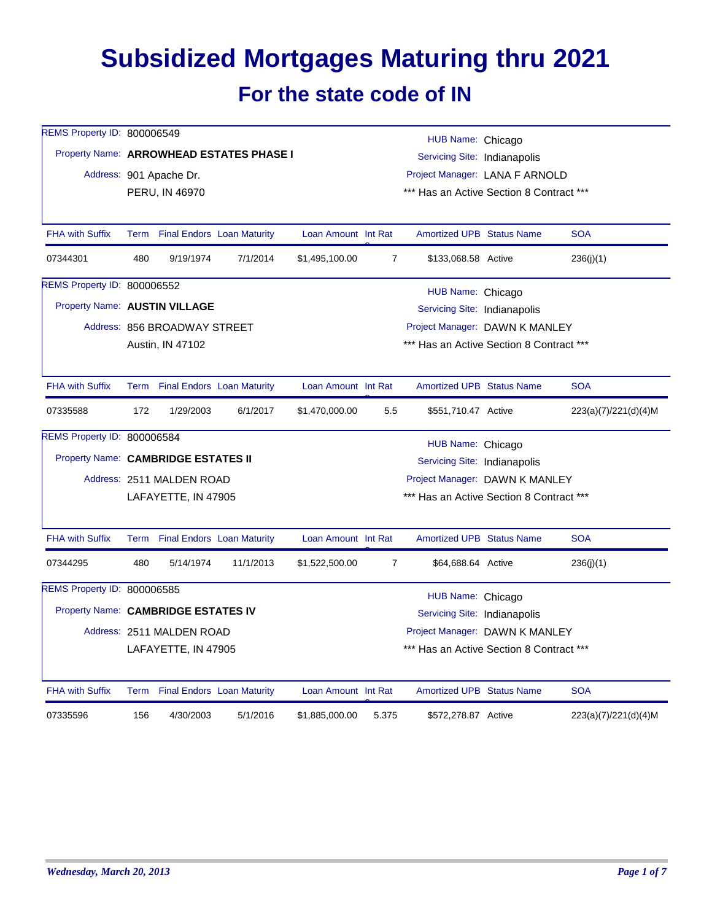# Subsidized Mortgages Maturing thru 2021

## For the state code of IN

REMS Property ID: 800006549
Property Name: **ARROWHEAD ESTATES PHASE I**
Address: 901 Apache Dr.
PERU, IN 46970

HUB Name: Chicago
Servicing Site: Indianapolis
Project Manager: LANA F ARNOLD
*** Has an Active Section 8 Contract ***

| FHA with Suffix | Term | Final Endors | Loan Maturity | Loan Amount | Int Rate | Amortized UPB | Status Name | SOA |
|---|---|---|---|---|---|---|---|---|
| 07344301 | 480 | 9/19/1974 | 7/1/2014 | $1,495,100.00 | 7 | $133,068.58 | Active | 236(j)(1) |

REMS Property ID: 800006552
Property Name: **AUSTIN VILLAGE**
Address: 856 BROADWAY STREET
Austin, IN 47102

HUB Name: Chicago
Servicing Site: Indianapolis
Project Manager: DAWN K MANLEY
*** Has an Active Section 8 Contract ***

| FHA with Suffix | Term | Final Endors | Loan Maturity | Loan Amount | Int Rate | Amortized UPB | Status Name | SOA |
|---|---|---|---|---|---|---|---|---|
| 07335588 | 172 | 1/29/2003 | 6/1/2017 | $1,470,000.00 | 5.5 | $551,710.47 | Active | 223(a)(7)/221(d)(4)M |

REMS Property ID: 800006584
Property Name: **CAMBRIDGE ESTATES II**
Address: 2511 MALDEN ROAD
LAFAYETTE, IN 47905

HUB Name: Chicago
Servicing Site: Indianapolis
Project Manager: DAWN K MANLEY
*** Has an Active Section 8 Contract ***

| FHA with Suffix | Term | Final Endors | Loan Maturity | Loan Amount | Int Rate | Amortized UPB | Status Name | SOA |
|---|---|---|---|---|---|---|---|---|
| 07344295 | 480 | 5/14/1974 | 11/1/2013 | $1,522,500.00 | 7 | $64,688.64 | Active | 236(j)(1) |

REMS Property ID: 800006585
Property Name: **CAMBRIDGE ESTATES IV**
Address: 2511 MALDEN ROAD
LAFAYETTE, IN 47905

HUB Name: Chicago
Servicing Site: Indianapolis
Project Manager: DAWN K MANLEY
*** Has an Active Section 8 Contract ***

| FHA with Suffix | Term | Final Endors | Loan Maturity | Loan Amount | Int Rate | Amortized UPB | Status Name | SOA |
|---|---|---|---|---|---|---|---|---|
| 07335596 | 156 | 4/30/2003 | 5/1/2016 | $1,885,000.00 | 5.375 | $572,278.87 | Active | 223(a)(7)/221(d)(4)M |

*Wednesday, March 20, 2013*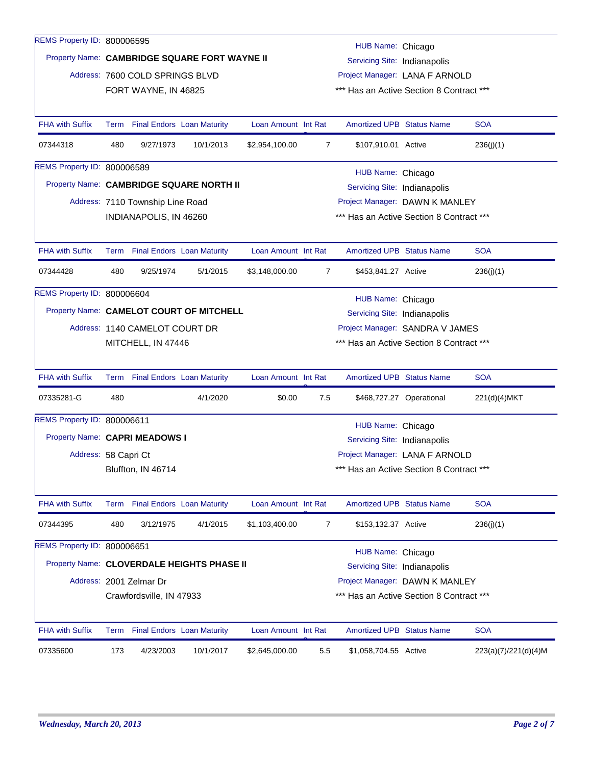REMS Property ID: 800006595

Property Name: **CAMBRIDGE SQUARE FORT WAYNE II**

Address: 7600 COLD SPRINGS BLVD
FORT WAYNE, IN 46825

HUB Name: Chicago
Servicing Site: Indianapolis
Project Manager: LANA F ARNOLD
*** Has an Active Section 8 Contract ***

| FHA with Suffix | Term | Final Endors | Loan Maturity | Loan Amount | Int Rate | Amortized UPB | Status Name | SOA |
|---|---|---|---|---|---|---|---|---|
| 07344318 | 480 | 9/27/1973 | 10/1/2013 | $2,954,100.00 | 7 | $107,910.01 | Active | 236(j)(1) |

REMS Property ID: 800006589

Property Name: **CAMBRIDGE SQUARE NORTH II**

Address: 7110 Township Line Road
INDIANAPOLIS, IN 46260

HUB Name: Chicago
Servicing Site: Indianapolis
Project Manager: DAWN K MANLEY
*** Has an Active Section 8 Contract ***

| FHA with Suffix | Term | Final Endors | Loan Maturity | Loan Amount | Int Rate | Amortized UPB | Status Name | SOA |
|---|---|---|---|---|---|---|---|---|
| 07344428 | 480 | 9/25/1974 | 5/1/2015 | $3,148,000.00 | 7 | $453,841.27 | Active | 236(j)(1) |

REMS Property ID: 800006604

Property Name: **CAMELOT COURT OF MITCHELL**

Address: 1140 CAMELOT COURT DR
MITCHELL, IN 47446

HUB Name: Chicago
Servicing Site: Indianapolis
Project Manager: SANDRA V JAMES
*** Has an Active Section 8 Contract ***

| FHA with Suffix | Term | Final Endors | Loan Maturity | Loan Amount | Int Rate | Amortized UPB | Status Name | SOA |
|---|---|---|---|---|---|---|---|---|
| 07335281-G | 480 | | 4/1/2020 | $0.00 | 7.5 | $468,727.27 | Operational | 221(d)(4)MKT |

REMS Property ID: 800006611

Property Name: **CAPRI MEADOWS I**

Address: 58 Capri Ct
Bluffton, IN 46714

HUB Name: Chicago
Servicing Site: Indianapolis
Project Manager: LANA F ARNOLD
*** Has an Active Section 8 Contract ***

| FHA with Suffix | Term | Final Endors | Loan Maturity | Loan Amount | Int Rate | Amortized UPB | Status Name | SOA |
|---|---|---|---|---|---|---|---|---|
| 07344395 | 480 | 3/12/1975 | 4/1/2015 | $1,103,400.00 | 7 | $153,132.37 | Active | 236(j)(1) |

REMS Property ID: 800006651

Property Name: **CLOVERDALE HEIGHTS PHASE II**

Address: 2001 Zelmar Dr
Crawfordsville, IN 47933

HUB Name: Chicago
Servicing Site: Indianapolis
Project Manager: DAWN K MANLEY
*** Has an Active Section 8 Contract ***

| FHA with Suffix | Term | Final Endors | Loan Maturity | Loan Amount | Int Rate | Amortized UPB | Status Name | SOA |
|---|---|---|---|---|---|---|---|---|
| 07335600 | 173 | 4/23/2003 | 10/1/2017 | $2,645,000.00 | 5.5 | $1,058,704.55 | Active | 223(a)(7)/221(d)(4)M |

*Wednesday, March 20, 2013*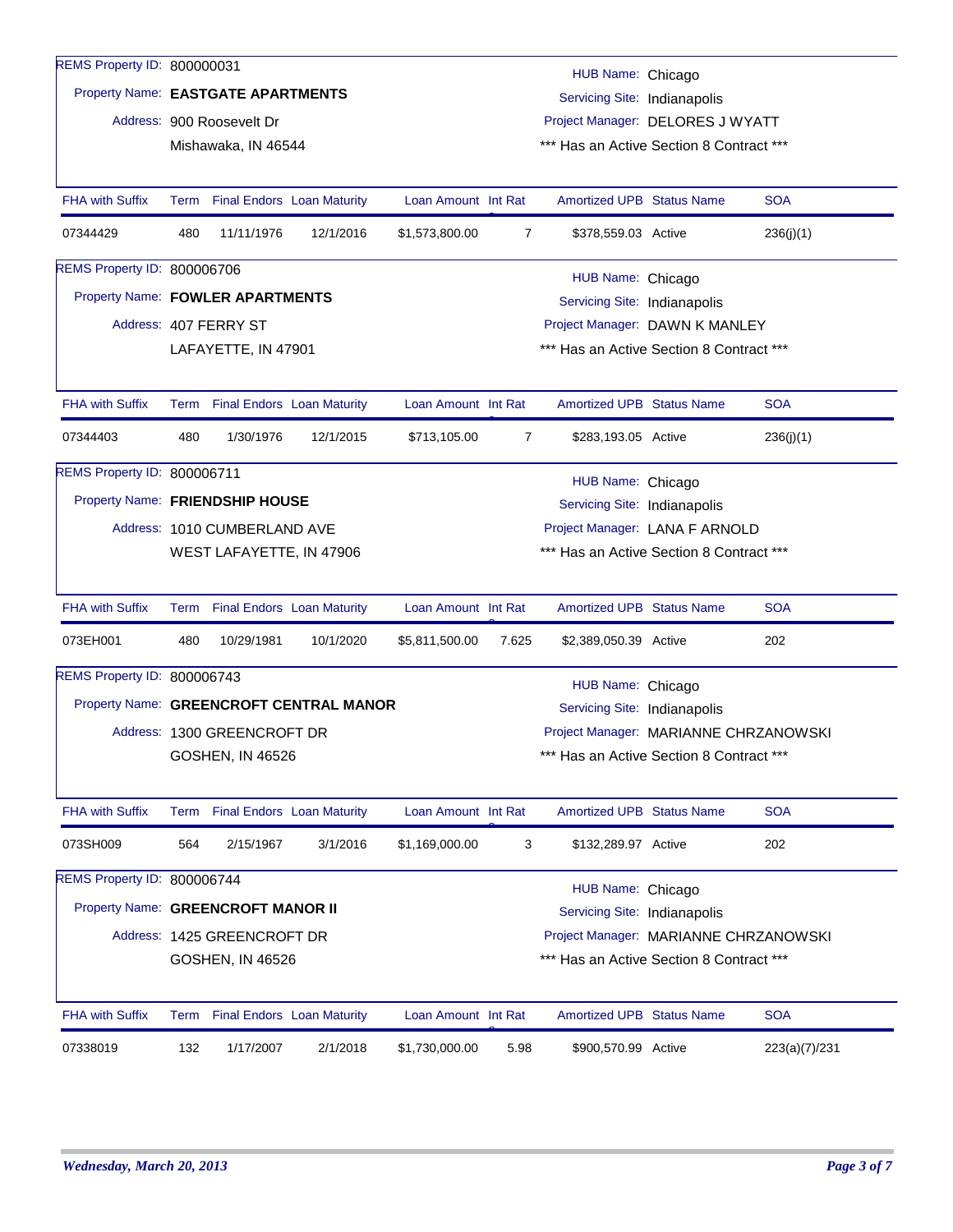REMS Property ID: 800000031

Property Name: **EASTGATE APARTMENTS**

Address: 900 Roosevelt Dr
Mishawaka, IN 46544

HUB Name: Chicago
Servicing Site: Indianapolis
Project Manager: DELORES J WYATT
*** Has an Active Section 8 Contract ***

| FHA with Suffix | Term | Final Endors | Loan Maturity | Loan Amount | Int Rate | Amortized UPB | Status Name | SOA |
|---|---|---|---|---|---|---|---|---|
| 07344429 | 480 | 11/11/1976 | 12/1/2016 | $1,573,800.00 | 7 | $378,559.03 | Active | 236(j)(1) |

REMS Property ID: 800006706

Property Name: **FOWLER APARTMENTS**

Address: 407 FERRY ST
LAFAYETTE, IN 47901

HUB Name: Chicago
Servicing Site: Indianapolis
Project Manager: DAWN K MANLEY
*** Has an Active Section 8 Contract ***

| FHA with Suffix | Term | Final Endors | Loan Maturity | Loan Amount | Int Rate | Amortized UPB | Status Name | SOA |
|---|---|---|---|---|---|---|---|---|
| 07344403 | 480 | 1/30/1976 | 12/1/2015 | $713,105.00 | 7 | $283,193.05 | Active | 236(j)(1) |

REMS Property ID: 800006711

Property Name: **FRIENDSHIP HOUSE**

Address: 1010 CUMBERLAND AVE
WEST LAFAYETTE, IN 47906

HUB Name: Chicago
Servicing Site: Indianapolis
Project Manager: LANA F ARNOLD
*** Has an Active Section 8 Contract ***

| FHA with Suffix | Term | Final Endors | Loan Maturity | Loan Amount | Int Rate | Amortized UPB | Status Name | SOA |
|---|---|---|---|---|---|---|---|---|
| 073EH001 | 480 | 10/29/1981 | 10/1/2020 | $5,811,500.00 | 7.625 | $2,389,050.39 | Active | 202 |

REMS Property ID: 800006743

Property Name: **GREENCROFT CENTRAL MANOR**

Address: 1300 GREENCROFT DR
GOSHEN, IN 46526

HUB Name: Chicago
Servicing Site: Indianapolis
Project Manager: MARIANNE CHRZANOWSKI
*** Has an Active Section 8 Contract ***

| FHA with Suffix | Term | Final Endors | Loan Maturity | Loan Amount | Int Rate | Amortized UPB | Status Name | SOA |
|---|---|---|---|---|---|---|---|---|
| 073SH009 | 564 | 2/15/1967 | 3/1/2016 | $1,169,000.00 | 3 | $132,289.97 | Active | 202 |

REMS Property ID: 800006744

Property Name: **GREENCROFT MANOR II**

Address: 1425 GREENCROFT DR
GOSHEN, IN 46526

HUB Name: Chicago
Servicing Site: Indianapolis
Project Manager: MARIANNE CHRZANOWSKI
*** Has an Active Section 8 Contract ***

| FHA with Suffix | Term | Final Endors | Loan Maturity | Loan Amount | Int Rate | Amortized UPB | Status Name | SOA |
|---|---|---|---|---|---|---|---|---|
| 07338019 | 132 | 1/17/2007 | 2/1/2018 | $1,730,000.00 | 5.98 | $900,570.99 | Active | 223(a)(7)/231 |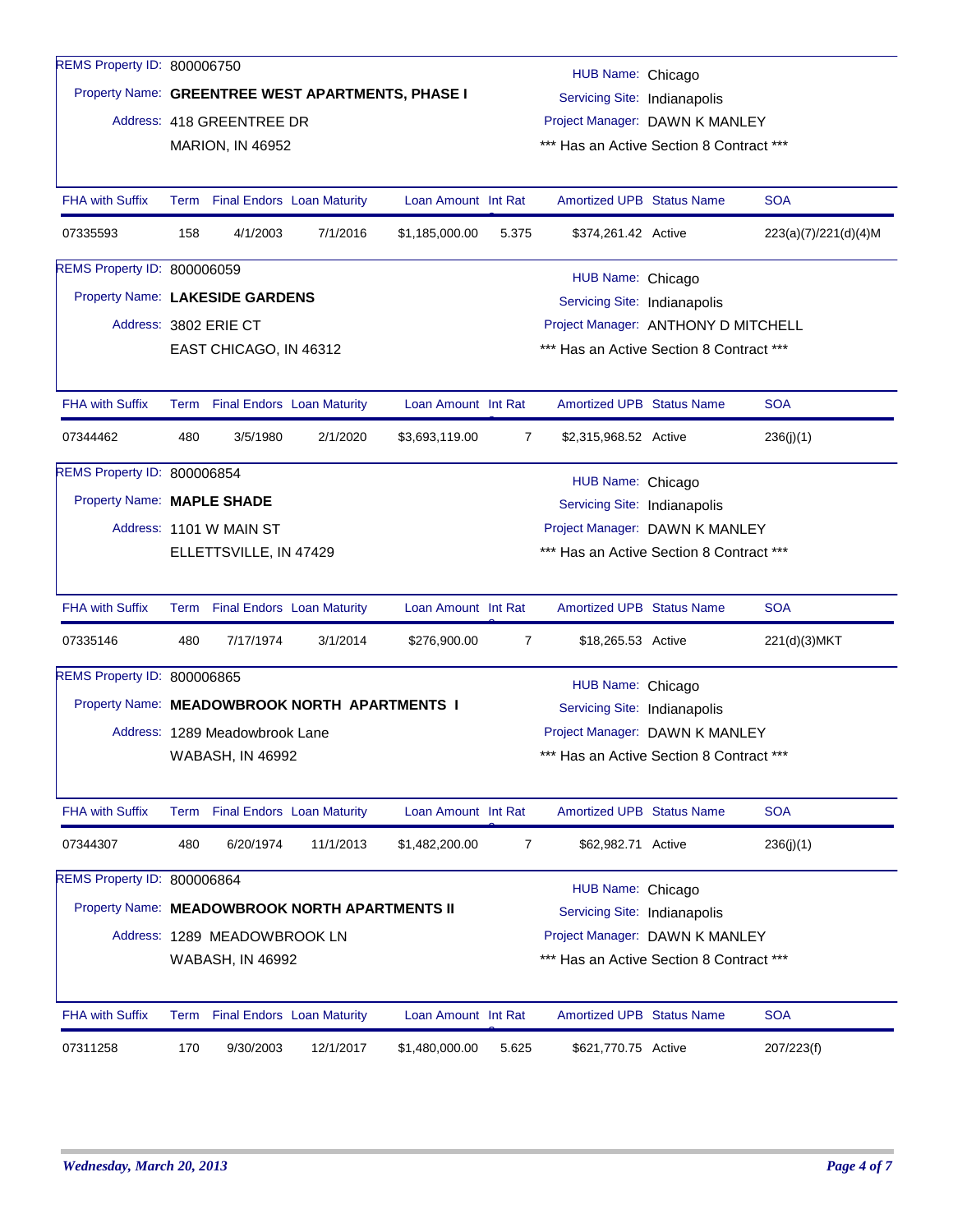REMS Property ID: 800006750

Property Name: **GREENTREE WEST APARTMENTS, PHASE I**

Address: 418 GREENTREE DR

MARION, IN 46952

HUB Name: Chicago

Servicing Site: Indianapolis

Project Manager: DAWN K MANLEY

*** Has an Active Section 8 Contract ***

| FHA with Suffix | Term | Final Endors | Loan Maturity | Loan Amount | Int Rate | Amortized UPB | Status Name | SOA |
|---|---|---|---|---|---|---|---|---|
| 07335593 | 158 | 4/1/2003 | 7/1/2016 | $1,185,000.00 | 5.375 | $374,261.42 | Active | 223(a)(7)/221(d)(4)M |

REMS Property ID: 800006059

Property Name: **LAKESIDE GARDENS**

Address: 3802 ERIE CT

EAST CHICAGO, IN 46312

HUB Name: Chicago

Servicing Site: Indianapolis

Project Manager: ANTHONY D MITCHELL

*** Has an Active Section 8 Contract ***

| FHA with Suffix | Term | Final Endors | Loan Maturity | Loan Amount | Int Rate | Amortized UPB | Status Name | SOA |
|---|---|---|---|---|---|---|---|---|
| 07344462 | 480 | 3/5/1980 | 2/1/2020 | $3,693,119.00 | 7 | $2,315,968.52 | Active | 236(j)(1) |

REMS Property ID: 800006854

Property Name: **MAPLE SHADE**

Address: 1101 W MAIN ST

ELLETTSVILLE, IN 47429

HUB Name: Chicago

Servicing Site: Indianapolis

Project Manager: DAWN K MANLEY

*** Has an Active Section 8 Contract ***

| FHA with Suffix | Term | Final Endors | Loan Maturity | Loan Amount | Int Rate | Amortized UPB | Status Name | SOA |
|---|---|---|---|---|---|---|---|---|
| 07335146 | 480 | 7/17/1974 | 3/1/2014 | $276,900.00 | 7 | $18,265.53 | Active | 221(d)(3)MKT |

REMS Property ID: 800006865

Property Name: **MEADOWBROOK NORTH APARTMENTS I**

Address: 1289 Meadowbrook Lane

WABASH, IN 46992

HUB Name: Chicago

Servicing Site: Indianapolis

Project Manager: DAWN K MANLEY

*** Has an Active Section 8 Contract ***

| FHA with Suffix | Term | Final Endors | Loan Maturity | Loan Amount | Int Rate | Amortized UPB | Status Name | SOA |
|---|---|---|---|---|---|---|---|---|
| 07344307 | 480 | 6/20/1974 | 11/1/2013 | $1,482,200.00 | 7 | $62,982.71 | Active | 236(j)(1) |

REMS Property ID: 800006864

Property Name: **MEADOWBROOK NORTH APARTMENTS II**

Address: 1289 MEADOWBROOK LN

WABASH, IN 46992

HUB Name: Chicago

Servicing Site: Indianapolis

Project Manager: DAWN K MANLEY

*** Has an Active Section 8 Contract ***

| FHA with Suffix | Term | Final Endors | Loan Maturity | Loan Amount | Int Rate | Amortized UPB | Status Name | SOA |
|---|---|---|---|---|---|---|---|---|
| 07311258 | 170 | 9/30/2003 | 12/1/2017 | $1,480,000.00 | 5.625 | $621,770.75 | Active | 207/223(f) |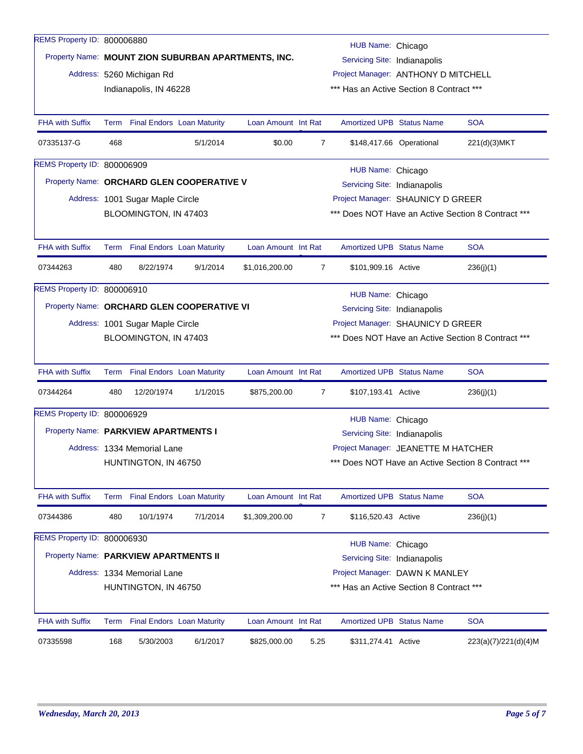REMS Property ID: 800006880

Property Name: **MOUNT ZION SUBURBAN APARTMENTS, INC.**

Address: 5260 Michigan Rd
Indianapolis, IN 46228

HUB Name: Chicago
Servicing Site: Indianapolis
Project Manager: ANTHONY D MITCHELL
*** Has an Active Section 8 Contract ***

| FHA with Suffix | Term | Final Endors | Loan Maturity | Loan Amount | Int Rate | Amortized UPB | Status Name | SOA |
|---|---|---|---|---|---|---|---|---|
| 07335137-G | 468 | | 5/1/2014 | $0.00 | 7 | $148,417.66 | Operational | 221(d)(3)MKT |

REMS Property ID: 800006909

Property Name: **ORCHARD GLEN COOPERATIVE V**

Address: 1001 Sugar Maple Circle
BLOOMINGTON, IN 47403

HUB Name: Chicago
Servicing Site: Indianapolis
Project Manager: SHAUNICY D GREER
*** Does NOT Have an Active Section 8 Contract ***

| FHA with Suffix | Term | Final Endors | Loan Maturity | Loan Amount | Int Rate | Amortized UPB | Status Name | SOA |
|---|---|---|---|---|---|---|---|---|
| 07344263 | 480 | 8/22/1974 | 9/1/2014 | $1,016,200.00 | 7 | $101,909.16 | Active | 236(j)(1) |

REMS Property ID: 800006910

Property Name: **ORCHARD GLEN COOPERATIVE VI**

Address: 1001 Sugar Maple Circle
BLOOMINGTON, IN 47403

HUB Name: Chicago
Servicing Site: Indianapolis
Project Manager: SHAUNICY D GREER
*** Does NOT Have an Active Section 8 Contract ***

| FHA with Suffix | Term | Final Endors | Loan Maturity | Loan Amount | Int Rate | Amortized UPB | Status Name | SOA |
|---|---|---|---|---|---|---|---|---|
| 07344264 | 480 | 12/20/1974 | 1/1/2015 | $875,200.00 | 7 | $107,193.41 | Active | 236(j)(1) |

REMS Property ID: 800006929

Property Name: **PARKVIEW APARTMENTS I**

Address: 1334 Memorial Lane
HUNTINGTON, IN 46750

HUB Name: Chicago
Servicing Site: Indianapolis
Project Manager: JEANETTE M HATCHER
*** Does NOT Have an Active Section 8 Contract ***

| FHA with Suffix | Term | Final Endors | Loan Maturity | Loan Amount | Int Rate | Amortized UPB | Status Name | SOA |
|---|---|---|---|---|---|---|---|---|
| 07344386 | 480 | 10/1/1974 | 7/1/2014 | $1,309,200.00 | 7 | $116,520.43 | Active | 236(j)(1) |

REMS Property ID: 800006930

Property Name: **PARKVIEW APARTMENTS II**

Address: 1334 Memorial Lane
HUNTINGTON, IN 46750

HUB Name: Chicago
Servicing Site: Indianapolis
Project Manager: DAWN K MANLEY
*** Has an Active Section 8 Contract ***

| FHA with Suffix | Term | Final Endors | Loan Maturity | Loan Amount | Int Rate | Amortized UPB | Status Name | SOA |
|---|---|---|---|---|---|---|---|---|
| 07335598 | 168 | 5/30/2003 | 6/1/2017 | $825,000.00 | 5.25 | $311,274.41 | Active | 223(a)(7)/221(d)(4)M |

*Wednesday, March 20, 2013*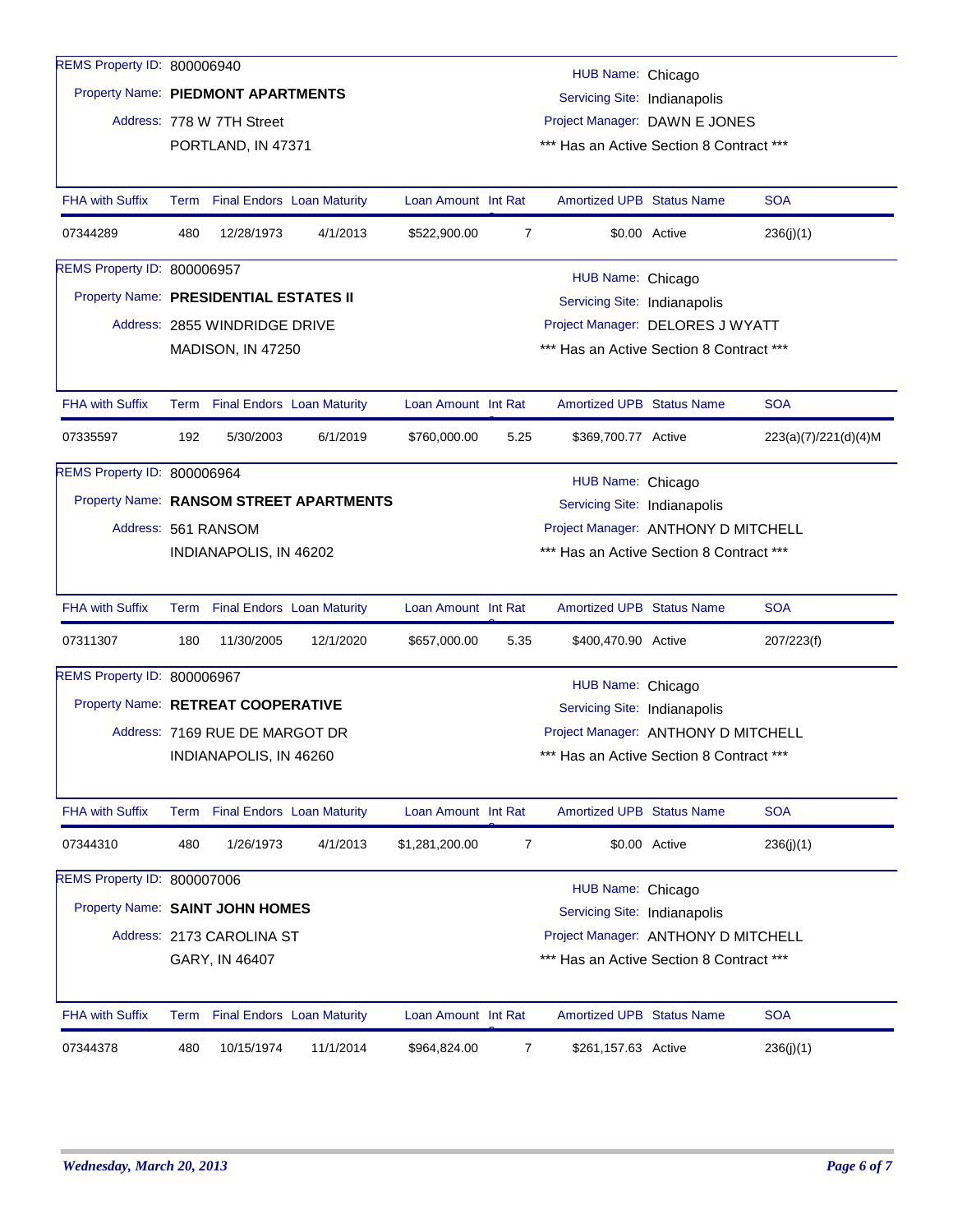REMS Property ID: 800006940
Property Name: **PIEDMONT APARTMENTS**
Address: 778 W 7TH Street
PORTLAND, IN 47371

HUB Name: Chicago
Servicing Site: Indianapolis
Project Manager: DAWN E JONES
*** Has an Active Section 8 Contract ***

| FHA with Suffix | Term | Final Endors | Loan Maturity | Loan Amount | Int Rate | Amortized UPB | Status Name | SOA |
|---|---|---|---|---|---|---|---|---|
| 07344289 | 480 | 12/28/1973 | 4/1/2013 | $522,900.00 | 7 | $0.00 | Active | 236(j)(1) |

REMS Property ID: 800006957
Property Name: **PRESIDENTIAL ESTATES II**
Address: 2855 WINDRIDGE DRIVE
MADISON, IN 47250

HUB Name: Chicago
Servicing Site: Indianapolis
Project Manager: DELORES J WYATT
*** Has an Active Section 8 Contract ***

| FHA with Suffix | Term | Final Endors | Loan Maturity | Loan Amount | Int Rate | Amortized UPB | Status Name | SOA |
|---|---|---|---|---|---|---|---|---|
| 07335597 | 192 | 5/30/2003 | 6/1/2019 | $760,000.00 | 5.25 | $369,700.77 | Active | 223(a)(7)/221(d)(4)M |

REMS Property ID: 800006964
Property Name: **RANSOM STREET APARTMENTS**
Address: 561 RANSOM
INDIANAPOLIS, IN 46202

HUB Name: Chicago
Servicing Site: Indianapolis
Project Manager: ANTHONY D MITCHELL
*** Has an Active Section 8 Contract ***

| FHA with Suffix | Term | Final Endors | Loan Maturity | Loan Amount | Int Rate | Amortized UPB | Status Name | SOA |
|---|---|---|---|---|---|---|---|---|
| 07311307 | 180 | 11/30/2005 | 12/1/2020 | $657,000.00 | 5.35 | $400,470.90 | Active | 207/223(f) |

REMS Property ID: 800006967
Property Name: **RETREAT COOPERATIVE**
Address: 7169 RUE DE MARGOT DR
INDIANAPOLIS, IN 46260

HUB Name: Chicago
Servicing Site: Indianapolis
Project Manager: ANTHONY D MITCHELL
*** Has an Active Section 8 Contract ***

| FHA with Suffix | Term | Final Endors | Loan Maturity | Loan Amount | Int Rate | Amortized UPB | Status Name | SOA |
|---|---|---|---|---|---|---|---|---|
| 07344310 | 480 | 1/26/1973 | 4/1/2013 | $1,281,200.00 | 7 | $0.00 | Active | 236(j)(1) |

REMS Property ID: 800007006
Property Name: **SAINT JOHN HOMES**
Address: 2173 CAROLINA ST
GARY, IN 46407

HUB Name: Chicago
Servicing Site: Indianapolis
Project Manager: ANTHONY D MITCHELL
*** Has an Active Section 8 Contract ***

| FHA with Suffix | Term | Final Endors | Loan Maturity | Loan Amount | Int Rate | Amortized UPB | Status Name | SOA |
|---|---|---|---|---|---|---|---|---|
| 07344378 | 480 | 10/15/1974 | 11/1/2014 | $964,824.00 | 7 | $261,157.63 | Active | 236(j)(1) |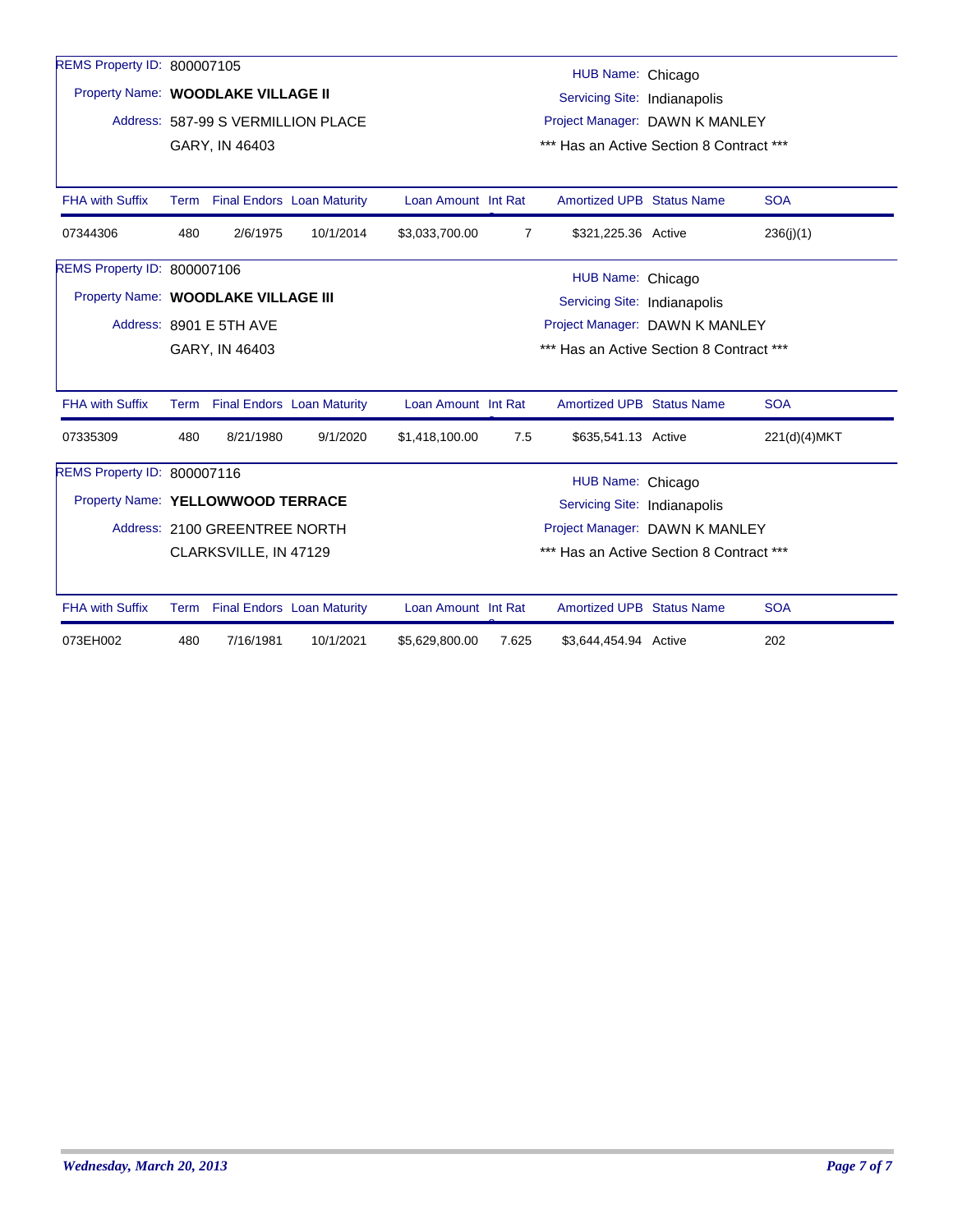REMS Property ID: 800007105

Property Name: **WOODLAKE VILLAGE II**

Address: 587-99 S VERMILLION PLACE
GARY, IN 46403

HUB Name: Chicago
Servicing Site: Indianapolis
Project Manager: DAWN K MANLEY
*** Has an Active Section 8 Contract ***

| FHA with Suffix | Term | Final Endors | Loan Maturity | Loan Amount | Int Rate | Amortized UPB | Status Name | SOA |
|---|---|---|---|---|---|---|---|---|
| 07344306 | 480 | 2/6/1975 | 10/1/2014 | $3,033,700.00 | 7 | $321,225.36 | Active | 236(j)(1) |

REMS Property ID: 800007106

Property Name: **WOODLAKE VILLAGE III**

Address: 8901 E 5TH AVE
GARY, IN 46403

HUB Name: Chicago
Servicing Site: Indianapolis
Project Manager: DAWN K MANLEY
*** Has an Active Section 8 Contract ***

| FHA with Suffix | Term | Final Endors | Loan Maturity | Loan Amount | Int Rate | Amortized UPB | Status Name | SOA |
|---|---|---|---|---|---|---|---|---|
| 07335309 | 480 | 8/21/1980 | 9/1/2020 | $1,418,100.00 | 7.5 | $635,541.13 | Active | 221(d)(4)MKT |

REMS Property ID: 800007116

Property Name: **YELLOWWOOD TERRACE**

Address: 2100 GREENTREE NORTH
CLARKSVILLE, IN 47129

HUB Name: Chicago
Servicing Site: Indianapolis
Project Manager: DAWN K MANLEY
*** Has an Active Section 8 Contract ***

| FHA with Suffix | Term | Final Endors | Loan Maturity | Loan Amount | Int Rate | Amortized UPB | Status Name | SOA |
|---|---|---|---|---|---|---|---|---|
| 073EH002 | 480 | 7/16/1981 | 10/1/2021 | $5,629,800.00 | 7.625 | $3,644,454.94 | Active | 202 |

*Wednesday, March 20, 2013*